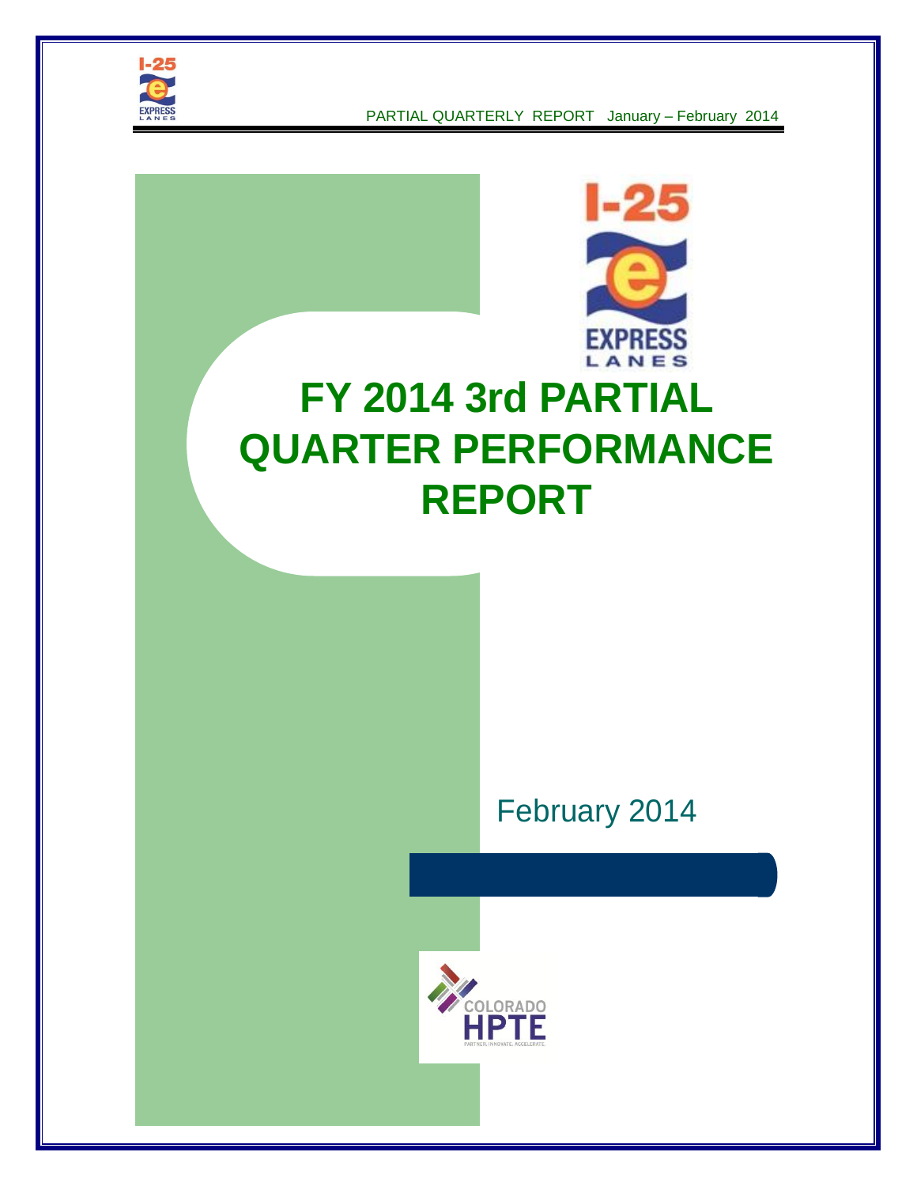# FY 2014 3rd PARTIAL QUARTER PERFORMANCE REPORT

February 2014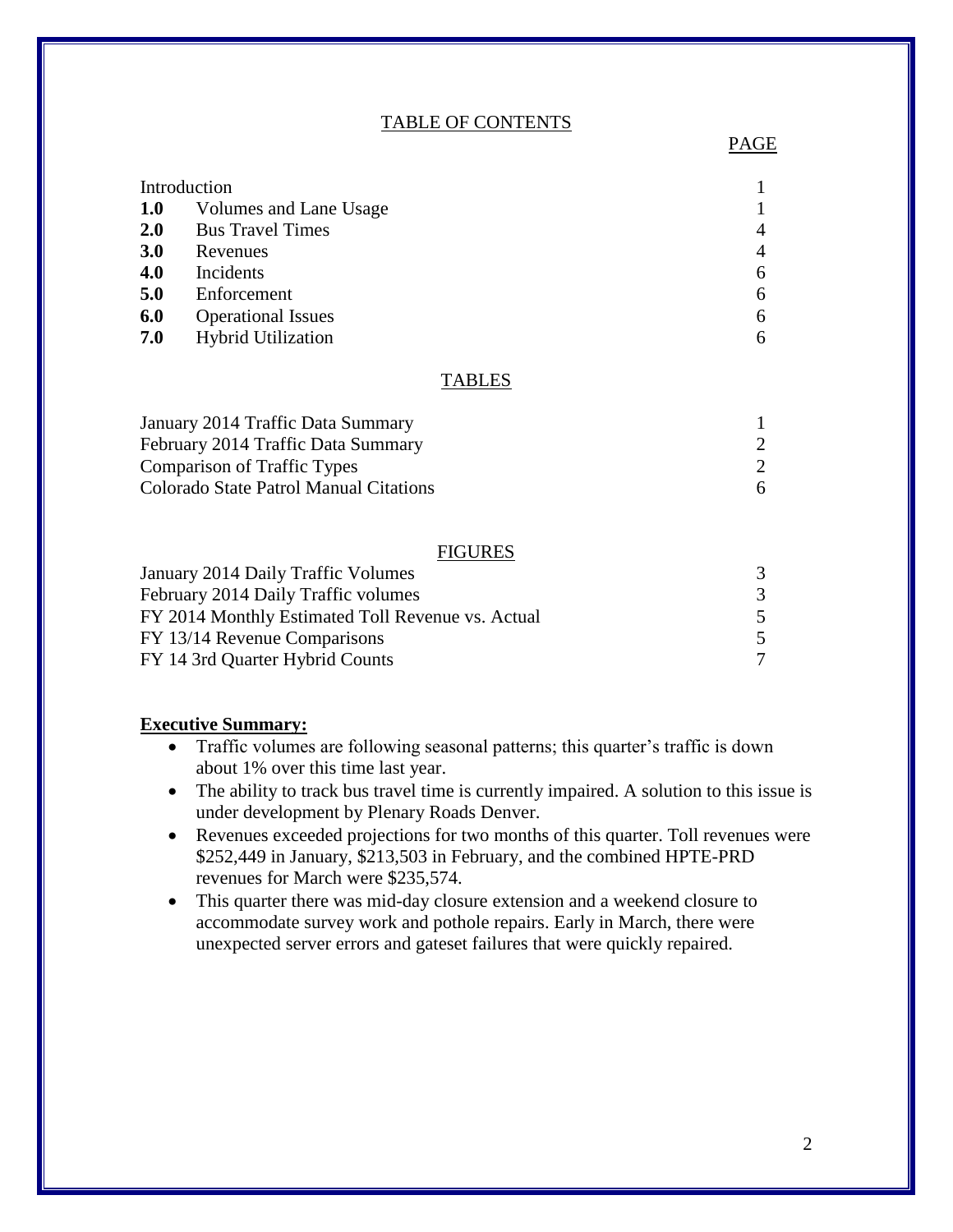## TABLE OF CONTENTS

| | | PAGE |
|---|---|---|
| | Introduction | 1 |
| **1.0** | Volumes and Lane Usage | 1 |
| **2.0** | Bus Travel Times | 4 |
| **3.0** | Revenues | 4 |
| **4.0** | Incidents | 6 |
| **5.0** | Enforcement | 6 |
| **6.0** | Operational Issues | 6 |
| **7.0** | Hybrid Utilization | 6 |

## TABLES

| | |
|---|---|
| January 2014 Traffic Data Summary | 1 |
| February 2014 Traffic Data Summary | 2 |
| Comparison of Traffic Types | 2 |
| Colorado State Patrol Manual Citations | 6 |

## FIGURES

| | |
|---|---|
| January 2014 Daily Traffic Volumes | 3 |
| February 2014 Daily Traffic volumes | 3 |
| FY 2014 Monthly Estimated Toll Revenue vs. Actual | 5 |
| FY 13/14 Revenue Comparisons | 5 |
| FY 14 3rd Quarter Hybrid Counts | 7 |

**Executive Summary:**

- Traffic volumes are following seasonal patterns; this quarter's traffic is down about 1% over this time last year.
- The ability to track bus travel time is currently impaired. A solution to this issue is under development by Plenary Roads Denver.
- Revenues exceeded projections for two months of this quarter. Toll revenues were $252,449 in January, $213,503 in February, and the combined HPTE-PRD revenues for March were $235,574.
- This quarter there was mid-day closure extension and a weekend closure to accommodate survey work and pothole repairs. Early in March, there were unexpected server errors and gateset failures that were quickly repaired.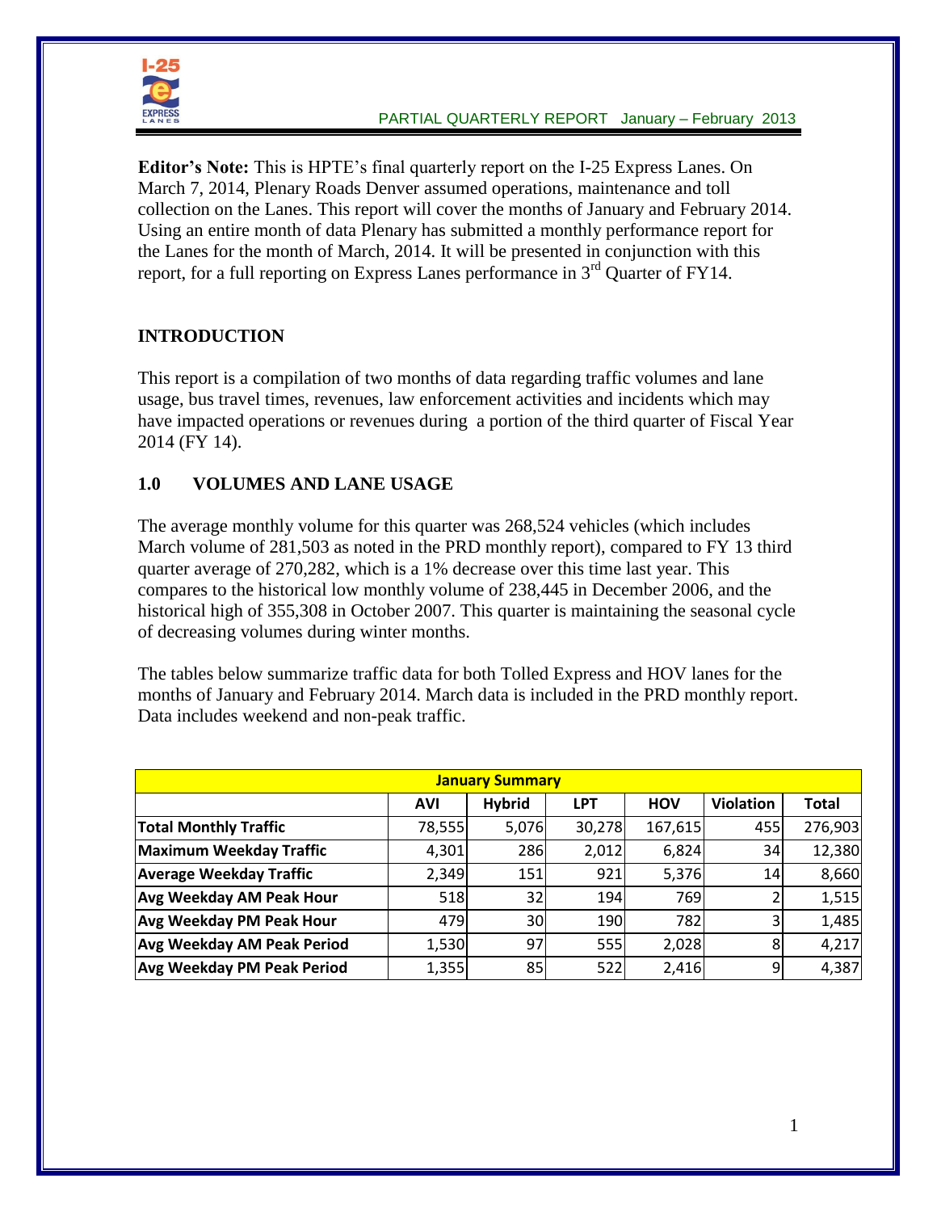**Editor's Note:** This is HPTE's final quarterly report on the I-25 Express Lanes. On March 7, 2014, Plenary Roads Denver assumed operations, maintenance and toll collection on the Lanes. This report will cover the months of January and February 2014. Using an entire month of data Plenary has submitted a monthly performance report for the Lanes for the month of March, 2014. It will be presented in conjunction with this report, for a full reporting on Express Lanes performance in 3rd Quarter of FY14.

## INTRODUCTION

This report is a compilation of two months of data regarding traffic volumes and lane usage, bus travel times, revenues, law enforcement activities and incidents which may have impacted operations or revenues during a portion of the third quarter of Fiscal Year 2014 (FY 14).

## 1.0 VOLUMES AND LANE USAGE

The average monthly volume for this quarter was 268,524 vehicles (which includes March volume of 281,503 as noted in the PRD monthly report), compared to FY 13 third quarter average of 270,282, which is a 1% decrease over this time last year. This compares to the historical low monthly volume of 238,445 in December 2006, and the historical high of 355,308 in October 2007. This quarter is maintaining the seasonal cycle of decreasing volumes during winter months.

The tables below summarize traffic data for both Tolled Express and HOV lanes for the months of January and February 2014. March data is included in the PRD monthly report. Data includes weekend and non-peak traffic.

| January Summary | | | | | | |
|---|---|---|---|---|---|---|
| | AVI | Hybrid | LPT | HOV | Violation | Total |
| Total Monthly Traffic | 78,555 | 5,076 | 30,278 | 167,615 | 455 | 276,903 |
| Maximum Weekday Traffic | 4,301 | 286 | 2,012 | 6,824 | 34 | 12,380 |
| Average Weekday Traffic | 2,349 | 151 | 921 | 5,376 | 14 | 8,660 |
| Avg Weekday AM Peak Hour | 518 | 32 | 194 | 769 | 2 | 1,515 |
| Avg Weekday PM Peak Hour | 479 | 30 | 190 | 782 | 3 | 1,485 |
| Avg Weekday AM Peak Period | 1,530 | 97 | 555 | 2,028 | 8 | 4,217 |
| Avg Weekday PM Peak Period | 1,355 | 85 | 522 | 2,416 | 9 | 4,387 |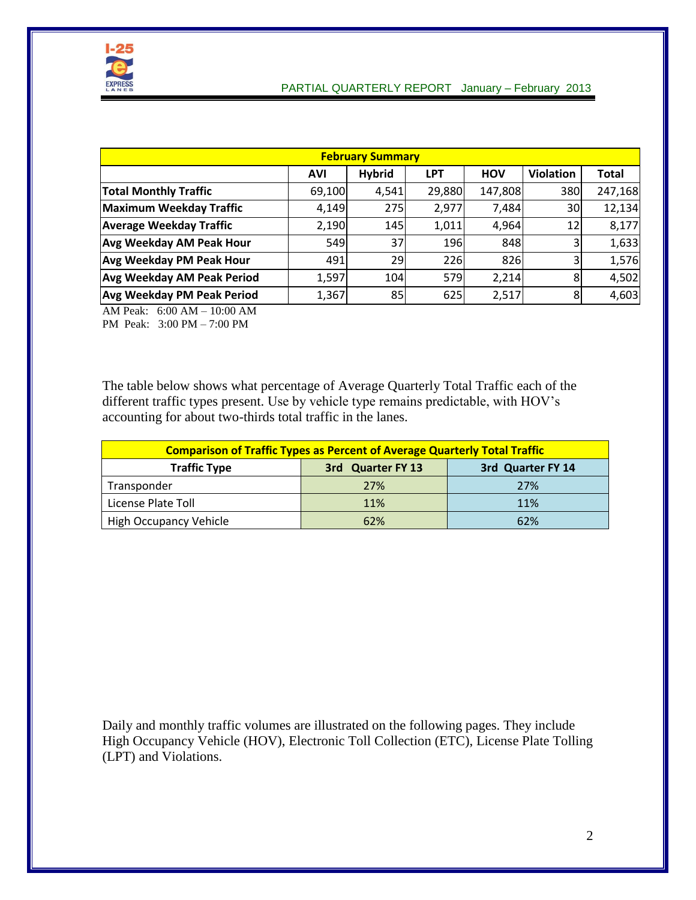| February Summary | | | | | | |
|---|---|---|---|---|---|---|
| | AVI | Hybrid | LPT | HOV | Violation | Total |
| **Total Monthly Traffic** | 69,100 | 4,541 | 29,880 | 147,808 | 380 | 247,168 |
| **Maximum Weekday Traffic** | 4,149 | 275 | 2,977 | 7,484 | 30 | 12,134 |
| **Average Weekday Traffic** | 2,190 | 145 | 1,011 | 4,964 | 12 | 8,177 |
| **Avg Weekday AM Peak Hour** | 549 | 37 | 196 | 848 | 3 | 1,633 |
| **Avg Weekday PM Peak Hour** | 491 | 29 | 226 | 826 | 3 | 1,576 |
| **Avg Weekday AM Peak Period** | 1,597 | 104 | 579 | 2,214 | 8 | 4,502 |
| **Avg Weekday PM Peak Period** | 1,367 | 85 | 625 | 2,517 | 8 | 4,603 |

AM Peak: 6:00 AM – 10:00 AM
PM Peak: 3:00 PM – 7:00 PM

The table below shows what percentage of Average Quarterly Total Traffic each of the different traffic types present. Use by vehicle type remains predictable, with HOV's accounting for about two-thirds total traffic in the lanes.

| Comparison of Traffic Types as Percent of Average Quarterly Total Traffic | | |
|---|---|---|
| **Traffic Type** | **3rd Quarter FY 13** | **3rd Quarter FY 14** |
| Transponder | 27% | 27% |
| License Plate Toll | 11% | 11% |
| High Occupancy Vehicle | 62% | 62% |

Daily and monthly traffic volumes are illustrated on the following pages. They include High Occupancy Vehicle (HOV), Electronic Toll Collection (ETC), License Plate Tolling (LPT) and Violations.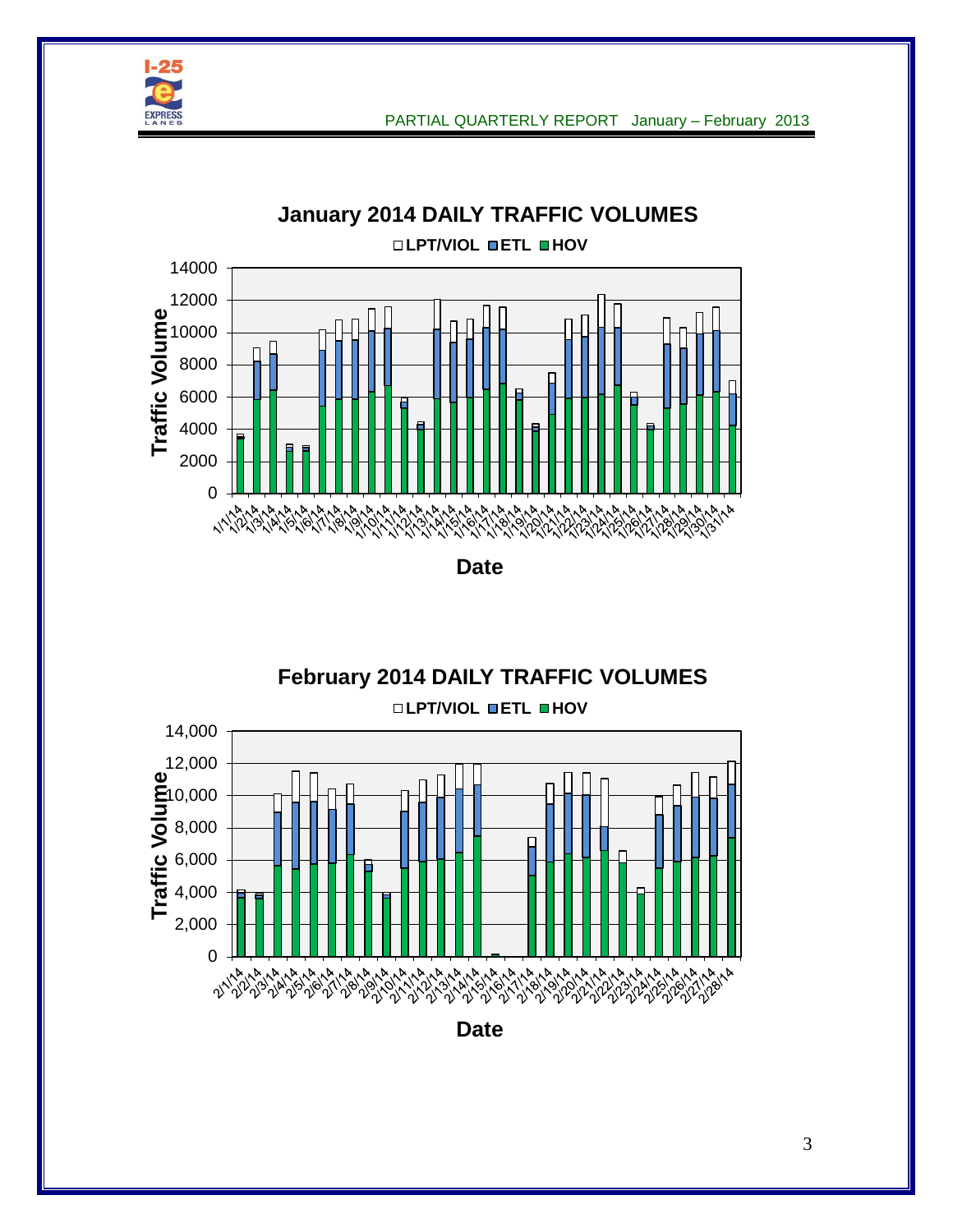## January 2014 DAILY TRAFFIC VOLUMES

□LPT/VIOL ■ETL ■HOV

Traffic Volume

Date

## February 2014 DAILY TRAFFIC VOLUMES

□LPT/VIOL ■ETL ■HOV

Traffic Volume

Date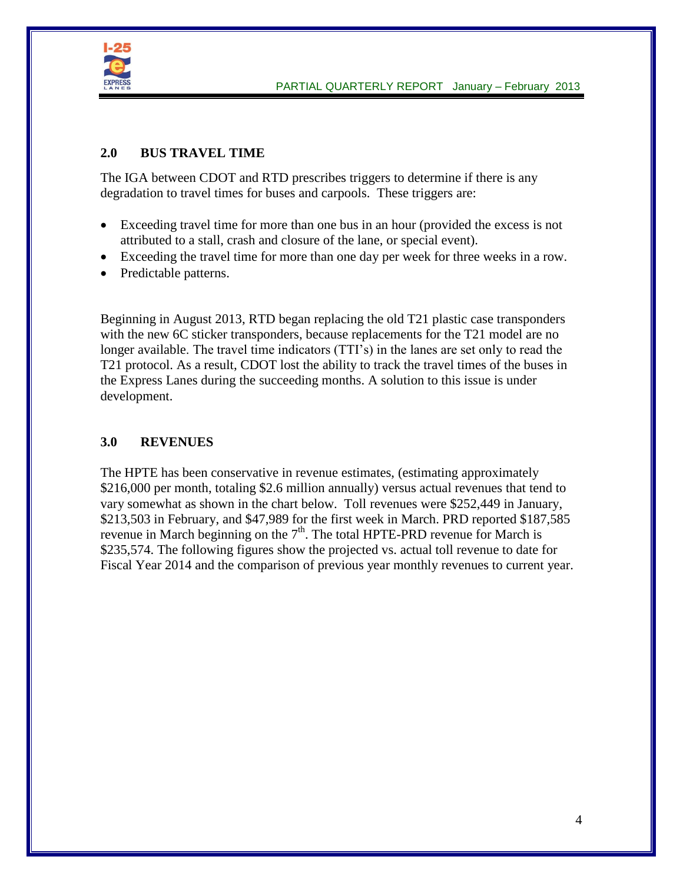## 2.0 BUS TRAVEL TIME

The IGA between CDOT and RTD prescribes triggers to determine if there is any degradation to travel times for buses and carpools. These triggers are:

- Exceeding travel time for more than one bus in an hour (provided the excess is not attributed to a stall, crash and closure of the lane, or special event).
- Exceeding the travel time for more than one day per week for three weeks in a row.
- Predictable patterns.

Beginning in August 2013, RTD began replacing the old T21 plastic case transponders with the new 6C sticker transponders, because replacements for the T21 model are no longer available. The travel time indicators (TTI's) in the lanes are set only to read the T21 protocol. As a result, CDOT lost the ability to track the travel times of the buses in the Express Lanes during the succeeding months. A solution to this issue is under development.

## 3.0 REVENUES

The HPTE has been conservative in revenue estimates, (estimating approximately $216,000 per month, totaling $2.6 million annually) versus actual revenues that tend to vary somewhat as shown in the chart below. Toll revenues were $252,449 in January, $213,503 in February, and $47,989 for the first week in March. PRD reported $187,585 revenue in March beginning on the 7th. The total HPTE-PRD revenue for March is $235,574. The following figures show the projected vs. actual toll revenue to date for Fiscal Year 2014 and the comparison of previous year monthly revenues to current year.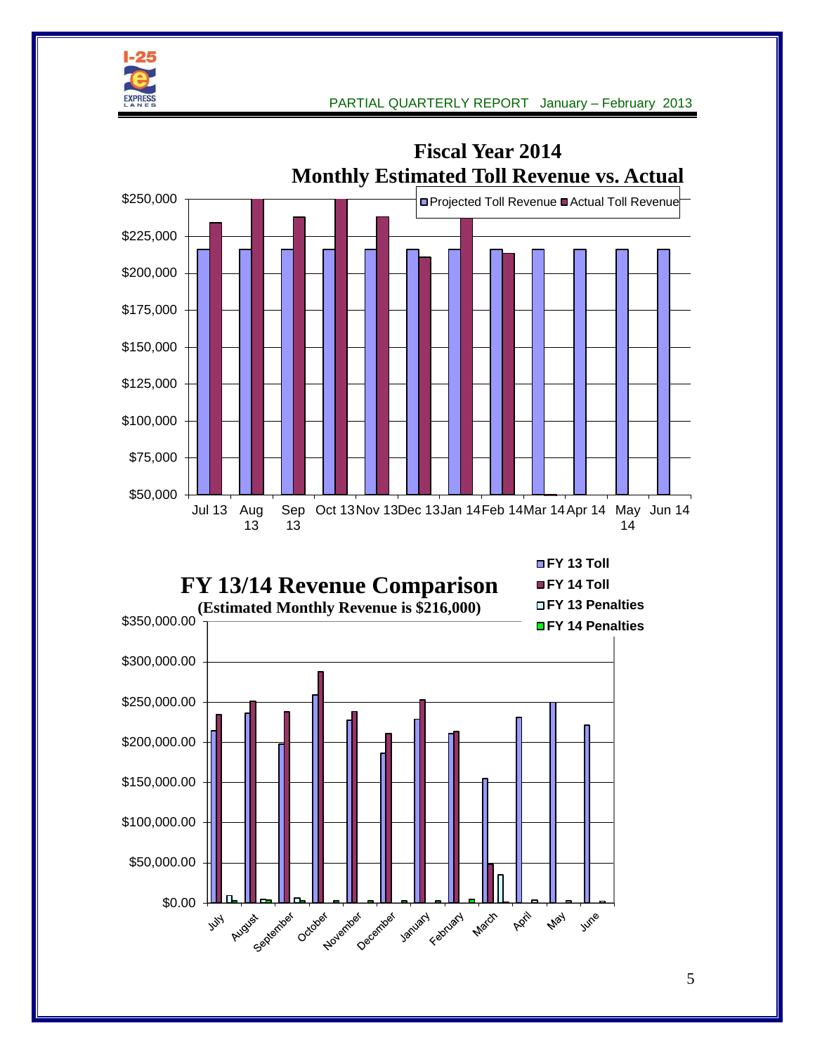# Fiscal Year 2014
## Monthly Estimated Toll Revenue vs. Actual

Legend: Projected Toll Revenue; Actual Toll Revenue

Y-axis: $50,000; $75,000; $100,000; $125,000; $150,000; $175,000; $200,000; $225,000; $250,000

X-axis: Jul 13; Aug 13; Sep 13; Oct 13; Nov 13; Dec 13; Jan 14; Feb 14; Mar 14; Apr 14; May 14; Jun 14

# FY 13/14 Revenue Comparison

**(Estimated Monthly Revenue is $216,000)**

Legend: FY 13 Toll; FY 14 Toll; FY 13 Penalties; FY 14 Penalties

Y-axis: $0.00; $50,000.00; $100,000.00; $150,000.00; $200,000.00; $250,000.00; $300,000.00; $350,000.00

X-axis: July; August; September; October; November; December; January; February; March; April; May; June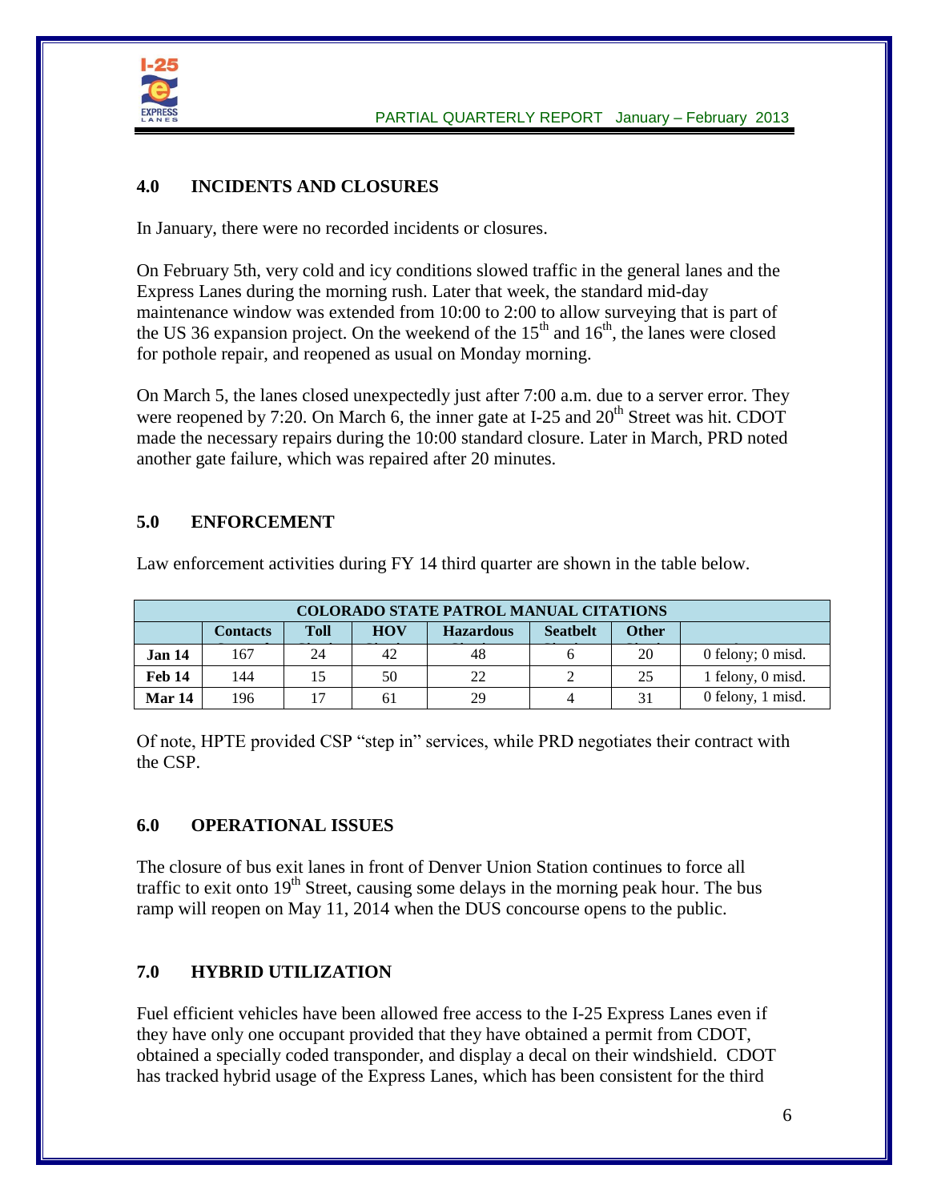## 4.0 INCIDENTS AND CLOSURES

In January, there were no recorded incidents or closures.

On February 5th, very cold and icy conditions slowed traffic in the general lanes and the Express Lanes during the morning rush. Later that week, the standard mid-day maintenance window was extended from 10:00 to 2:00 to allow surveying that is part of the US 36 expansion project. On the weekend of the 15th and 16th, the lanes were closed for pothole repair, and reopened as usual on Monday morning.

On March 5, the lanes closed unexpectedly just after 7:00 a.m. due to a server error. They were reopened by 7:20. On March 6, the inner gate at I-25 and 20th Street was hit. CDOT made the necessary repairs during the 10:00 standard closure. Later in March, PRD noted another gate failure, which was repaired after 20 minutes.

## 5.0 ENFORCEMENT

Law enforcement activities during FY 14 third quarter are shown in the table below.

| COLORADO STATE PATROL MANUAL CITATIONS | | | | | | | |
|---|---|---|---|---|---|---|---|
| | **Contacts** | **Toll** | **HOV** | **Hazardous** | **Seatbelt** | **Other** | |
| **Jan 14** | 167 | 24 | 42 | 48 | 6 | 20 | 0 felony; 0 misd. |
| **Feb 14** | 144 | 15 | 50 | 22 | 2 | 25 | 1 felony, 0 misd. |
| **Mar 14** | 196 | 17 | 61 | 29 | 4 | 31 | 0 felony, 1 misd. |

Of note, HPTE provided CSP "step in" services, while PRD negotiates their contract with the CSP.

## 6.0 OPERATIONAL ISSUES

The closure of bus exit lanes in front of Denver Union Station continues to force all traffic to exit onto 19th Street, causing some delays in the morning peak hour. The bus ramp will reopen on May 11, 2014 when the DUS concourse opens to the public.

## 7.0 HYBRID UTILIZATION

Fuel efficient vehicles have been allowed free access to the I-25 Express Lanes even if they have only one occupant provided that they have obtained a permit from CDOT, obtained a specially coded transponder, and display a decal on their windshield. CDOT has tracked hybrid usage of the Express Lanes, which has been consistent for the third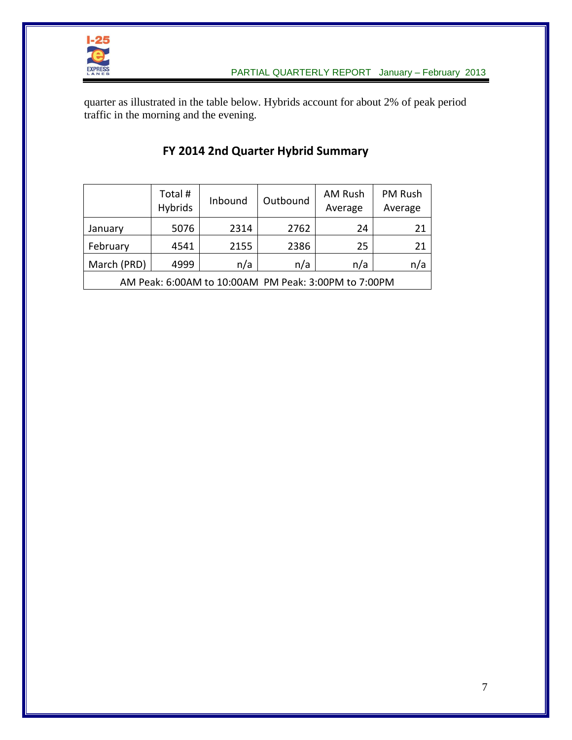quarter as illustrated in the table below. Hybrids account for about 2% of peak period traffic in the morning and the evening.

## FY 2014 2nd Quarter Hybrid Summary

| | Total # Hybrids | Inbound | Outbound | AM Rush Average | PM Rush Average |
|---|---|---|---|---|---|
| January | 5076 | 2314 | 2762 | 24 | 21 |
| February | 4541 | 2155 | 2386 | 25 | 21 |
| March (PRD) | 4999 | n/a | n/a | n/a | n/a |
| AM Peak: 6:00AM to 10:00AM PM Peak: 3:00PM to 7:00PM | | | | | |